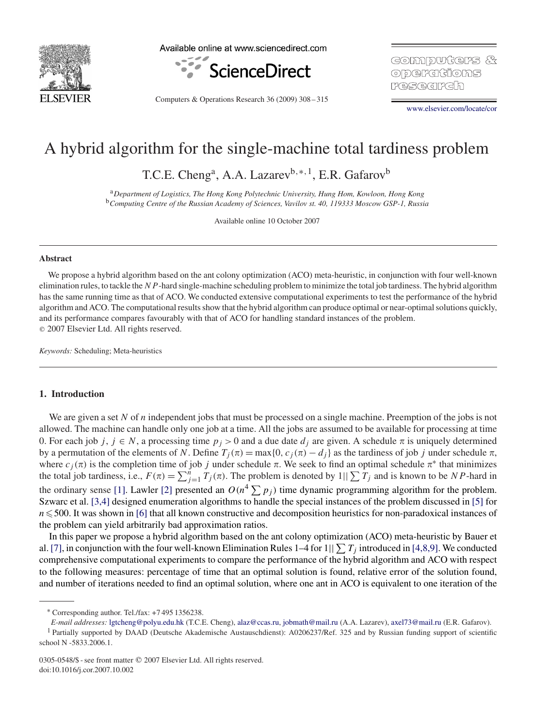# A hybrid algorithm for the single-machine total tardiness problem

T.C.E. Cheng[a], A.A. Lazarev[b,*,1], E.R. Gafarov[b]

[a]*Department of Logistics, The Hong Kong Polytechnic University, Hung Hom, Kowloon, Hong Kong*
[b]*Computing Centre of the Russian Academy of Sciences, Vavilov st. 40, 119333 Moscow GSP-1, Russia*

Available online 10 October 2007

## Abstract

We propose a hybrid algorithm based on the ant colony optimization (ACO) meta-heuristic, in conjunction with four well-known elimination rules, to tackle the $NP$-hard single-machine scheduling problem to minimize the total job tardiness. The hybrid algorithm has the same running time as that of ACO. We conducted extensive computational experiments to test the performance of the hybrid algorithm and ACO. The computational results show that the hybrid algorithm can produce optimal or near-optimal solutions quickly, and its performance compares favourably with that of ACO for handling standard instances of the problem.
© 2007 Elsevier Ltd. All rights reserved.

*Keywords:* Scheduling; Meta-heuristics

## 1. Introduction

We are given a set $N$ of $n$ independent jobs that must be processed on a single machine. Preemption of the jobs is not allowed. The machine can handle only one job at a time. All the jobs are assumed to be available for processing at time 0. For each job $j$, $j \in N$, a processing time $p_j > 0$ and a due date $d_j$ are given. A schedule $\pi$ is uniquely determined by a permutation of the elements of $N$. Define $T_j(\pi) = \max\{0, c_j(\pi) - d_j\}$ as the tardiness of job $j$ under schedule $\pi$, where $c_j(\pi)$ is the completion time of job $j$ under schedule $\pi$. We seek to find an optimal schedule $\pi^*$ that minimizes the total job tardiness, i.e., $F(\pi) = \sum_{j=1}^{n} T_j(\pi)$. The problem is denoted by $1||\sum T_j$ and is known to be $NP$-hard in the ordinary sense [1]. Lawler [2] presented an $O(n^4 \sum p_j)$ time dynamic programming algorithm for the problem. Szwarc et al. [3,4] designed enumeration algorithms to handle the special instances of the problem discussed in [5] for $n \leqslant 500$. It was shown in [6] that all known constructive and decomposition heuristics for non-paradoxical instances of the problem can yield arbitrarily bad approximation ratios.

In this paper we propose a hybrid algorithm based on the ant colony optimization (ACO) meta-heuristic by Bauer et al. [7], in conjunction with the four well-known Elimination Rules 1–4 for $1||\sum T_j$ introduced in [4,8,9]. We conducted comprehensive computational experiments to compare the performance of the hybrid algorithm and ACO with respect to the following measures: percentage of time that an optimal solution is found, relative error of the solution found, and number of iterations needed to find an optimal solution, where one ant in ACO is equivalent to one iteration of the

---

\* Corresponding author. Tel./fax: +7 495 1356238.
*E-mail addresses:* lgtcheng@polyu.edu.hk (T.C.E. Cheng), alaz@ccas.ru, jobmath@mail.ru (A.A. Lazarev), axel73@mail.ru (E.R. Gafarov).
[1] Partially supported by DAAD (Deutsche Akademische Austauschdienst): A0206237/Ref. 325 and by Russian funding support of scientific school N -5833.2006.1.

0305-0548/$ - see front matter © 2007 Elsevier Ltd. All rights reserved.
doi:10.1016/j.cor.2007.10.002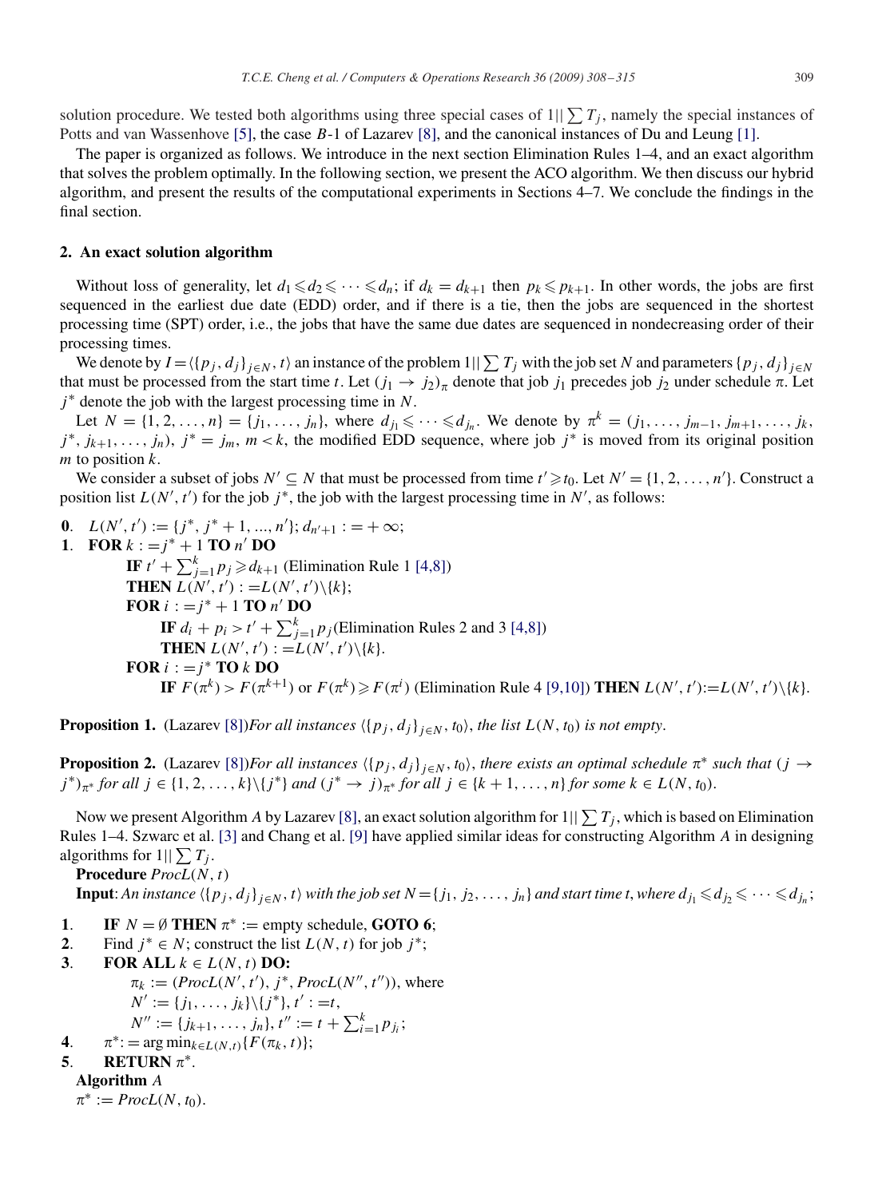solution procedure. We tested both algorithms using three special cases of $1||\sum T_j$, namely the special instances of Potts and van Wassenhove [5], the case $B$-1 of Lazarev [8], and the canonical instances of Du and Leung [1].

The paper is organized as follows. We introduce in the next section Elimination Rules 1–4, and an exact algorithm that solves the problem optimally. In the following section, we present the ACO algorithm. We then discuss our hybrid algorithm, and present the results of the computational experiments in Sections 4–7. We conclude the findings in the final section.

## 2. An exact solution algorithm

Without loss of generality, let $d_1 \leqslant d_2 \leqslant \cdots \leqslant d_n$; if $d_k = d_{k+1}$ then $p_k \leqslant p_{k+1}$. In other words, the jobs are first sequenced in the earliest due date (EDD) order, and if there is a tie, then the jobs are sequenced in the shortest processing time (SPT) order, i.e., the jobs that have the same due dates are sequenced in nondecreasing order of their processing times.

We denote by $I = \langle \{p_j, d_j\}_{j \in N}, t \rangle$ an instance of the problem $1||\sum T_j$ with the job set $N$ and parameters $\{p_j, d_j\}_{j \in N}$ that must be processed from the start time $t$. Let $(j_1 \to j_2)_\pi$ denote that job $j_1$ precedes job $j_2$ under schedule $\pi$. Let $j^*$ denote the job with the largest processing time in $N$.

Let $N = \{1, 2, \ldots, n\} = \{j_1, \ldots, j_n\}$, where $d_{j_1} \leqslant \cdots \leqslant d_{j_n}$. We denote by $\pi^k = (j_1, \ldots, j_{m-1}, j_{m+1}, \ldots, j_k, j^*, j_{k+1}, \ldots, j_n)$, $j^* = j_m$, $m < k$, the modified EDD sequence, where job $j^*$ is moved from its original position $m$ to position $k$.

We consider a subset of jobs $N' \subseteq N$ that must be processed from time $t' \geqslant t_0$. Let $N' = \{1, 2, \ldots, n'\}$. Construct a position list $L(N', t')$ for the job $j^*$, the job with the largest processing time in $N'$, as follows:

**0**. $L(N', t') := \{j^*, j^* + 1, \ldots, n'\}$; $d_{n'+1} := +\infty$;
**1**. **FOR** $k := j^* + 1$ **TO** $n'$ **DO**
  **IF** $t' + \sum_{j=1}^{k} p_j \geqslant d_{k+1}$ (Elimination Rule 1 [4,8])
  **THEN** $L(N', t') := L(N', t') \backslash \{k\}$;
  **FOR** $i := j^* + 1$ **TO** $n'$ **DO**
    **IF** $d_i + p_i > t' + \sum_{j=1}^{k} p_j$ (Elimination Rules 2 and 3 [4,8])
    **THEN** $L(N', t') := L(N', t') \backslash \{k\}$.
  **FOR** $i := j^*$ **TO** $k$ **DO**
    **IF** $F(\pi^k) > F(\pi^{k+1})$ or $F(\pi^k) \geqslant F(\pi^i)$ (Elimination Rule 4 [9,10]) **THEN** $L(N', t') := L(N', t') \backslash \{k\}$.

**Proposition 1.** (Lazarev [8]) *For all instances* $\langle \{p_j, d_j\}_{j \in N}, t_0 \rangle$, *the list* $L(N, t_0)$ *is not empty*.

**Proposition 2.** (Lazarev [8]) *For all instances* $\langle \{p_j, d_j\}_{j \in N}, t_0 \rangle$, *there exists an optimal schedule* $\pi^*$ *such that* $(j \to j^*)_{\pi^*}$ *for all* $j \in \{1, 2, \ldots, k\} \backslash \{j^*\}$ *and* $(j^* \to j)_{\pi^*}$ *for all* $j \in \{k+1, \ldots, n\}$ *for some* $k \in L(N, t_0)$.

Now we present Algorithm $A$ by Lazarev [8], an exact solution algorithm for $1||\sum T_j$, which is based on Elimination Rules 1–4. Szwarc et al. [3] and Chang et al. [9] have applied similar ideas for constructing Algorithm $A$ in designing algorithms for $1||\sum T_j$.

**Procedure** $ProcL(N, t)$

**Input**: *An instance* $\langle \{p_j, d_j\}_{j \in N}, t \rangle$ *with the job set* $N = \{j_1, j_2, \ldots, j_n\}$ *and start time* $t$, *where* $d_{j_1} \leqslant d_{j_2} \leqslant \cdots \leqslant d_{j_n}$;

**1**. **IF** $N = \emptyset$ **THEN** $\pi^* :=$ empty schedule, **GOTO 6**;
**2**. Find $j^* \in N$; construct the list $L(N, t)$ for job $j^*$;
**3**. **FOR ALL** $k \in L(N, t)$ **DO:**
  $\pi_k := (ProcL(N', t'), j^*, ProcL(N'', t''))$, where
  $N' := \{j_1, \ldots, j_k\} \backslash \{j^*\}$, $t' := t$,
  $N'' := \{j_{k+1}, \ldots, j_n\}$, $t'' := t + \sum_{i=1}^{k} p_{j_i}$;
**4**. $\pi^* := \arg\min_{k \in L(N,t)} \{F(\pi_k, t)\}$;
**5**. **RETURN** $\pi^*$.

**Algorithm** $A$

$\pi^* := ProcL(N, t_0)$.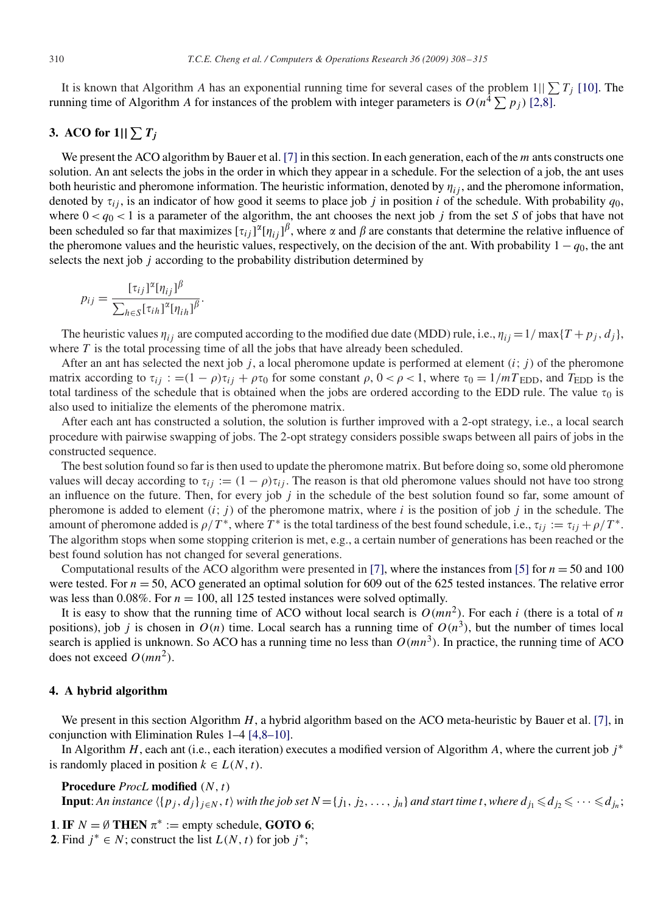It is known that Algorithm $A$ has an exponential running time for several cases of the problem $1||\sum T_j$ [10]. The running time of Algorithm $A$ for instances of the problem with integer parameters is $O(n^4 \sum p_j)$ [2,8].

## 3. ACO for $1||\sum T_j$

We present the ACO algorithm by Bauer et al. [7] in this section. In each generation, each of the $m$ ants constructs one solution. An ant selects the jobs in the order in which they appear in a schedule. For the selection of a job, the ant uses both heuristic and pheromone information. The heuristic information, denoted by $\eta_{ij}$, and the pheromone information, denoted by $\tau_{ij}$, is an indicator of how good it seems to place job $j$ in position $i$ of the schedule. With probability $q_0$, where $0 < q_0 < 1$ is a parameter of the algorithm, the ant chooses the next job $j$ from the set $S$ of jobs that have not been scheduled so far that maximizes $[\tau_{ij}]^\alpha[\eta_{ij}]^\beta$, where $\alpha$ and $\beta$ are constants that determine the relative influence of the pheromone values and the heuristic values, respectively, on the decision of the ant. With probability $1 - q_0$, the ant selects the next job $j$ according to the probability distribution determined by

$$p_{ij} = \frac{[\tau_{ij}]^\alpha[\eta_{ij}]^\beta}{\sum_{h \in S}[\tau_{ih}]^\alpha[\eta_{ih}]^\beta}.$$

The heuristic values $\eta_{ij}$ are computed according to the modified due date (MDD) rule, i.e., $\eta_{ij} = 1/\max\{T + p_j, d_j\}$, where $T$ is the total processing time of all the jobs that have already been scheduled.

After an ant has selected the next job $j$, a local pheromone update is performed at element $(i;\ j)$ of the pheromone matrix according to $\tau_{ij} := (1 - \rho)\tau_{ij} + \rho\tau_0$ for some constant $\rho$, $0 < \rho < 1$, where $\tau_0 = 1/mT_{\text{EDD}}$, and $T_{\text{EDD}}$ is the total tardiness of the schedule that is obtained when the jobs are ordered according to the EDD rule. The value $\tau_0$ is also used to initialize the elements of the pheromone matrix.

After each ant has constructed a solution, the solution is further improved with a 2-opt strategy, i.e., a local search procedure with pairwise swapping of jobs. The 2-opt strategy considers possible swaps between all pairs of jobs in the constructed sequence.

The best solution found so far is then used to update the pheromone matrix. But before doing so, some old pheromone values will decay according to $\tau_{ij} := (1 - \rho)\tau_{ij}$. The reason is that old pheromone values should not have too strong an influence on the future. Then, for every job $j$ in the schedule of the best solution found so far, some amount of pheromone is added to element $(i;\ j)$ of the pheromone matrix, where $i$ is the position of job $j$ in the schedule. The amount of pheromone added is $\rho/T^*$, where $T^*$ is the total tardiness of the best found schedule, i.e., $\tau_{ij} := \tau_{ij} + \rho/T^*$. The algorithm stops when some stopping criterion is met, e.g., a certain number of generations has been reached or the best found solution has not changed for several generations.

Computational results of the ACO algorithm were presented in [7], where the instances from [5] for $n = 50$ and 100 were tested. For $n = 50$, ACO generated an optimal solution for 609 out of the 625 tested instances. The relative error was less than 0.08%. For $n = 100$, all 125 tested instances were solved optimally.

It is easy to show that the running time of ACO without local search is $O(mn^2)$. For each $i$ (there is a total of $n$ positions), job $j$ is chosen in $O(n)$ time. Local search has a running time of $O(n^3)$, but the number of times local search is applied is unknown. So ACO has a running time no less than $O(mn^3)$. In practice, the running time of ACO does not exceed $O(mn^2)$.

## 4. A hybrid algorithm

We present in this section Algorithm $H$, a hybrid algorithm based on the ACO meta-heuristic by Bauer et al. [7], in conjunction with Elimination Rules 1–4 [4,8–10].

In Algorithm $H$, each ant (i.e., each iteration) executes a modified version of Algorithm $A$, where the current job $j^*$ is randomly placed in position $k \in L(N, t)$.

**Procedure** *ProcL* **modified** $(N, t)$

**Input**: *An instance* $\langle\{p_j, d_j\}_{j \in N}, t\rangle$ *with the job set* $N = \{j_1, j_2, \ldots, j_n\}$ *and start time* $t$, *where* $d_{j_1} \leqslant d_{j_2} \leqslant \cdots \leqslant d_{j_n}$;

**1**. **IF** $N = \emptyset$ **THEN** $\pi^* :=$ empty schedule, **GOTO 6**;

**2**. Find $j^* \in N$; construct the list $L(N, t)$ for job $j^*$;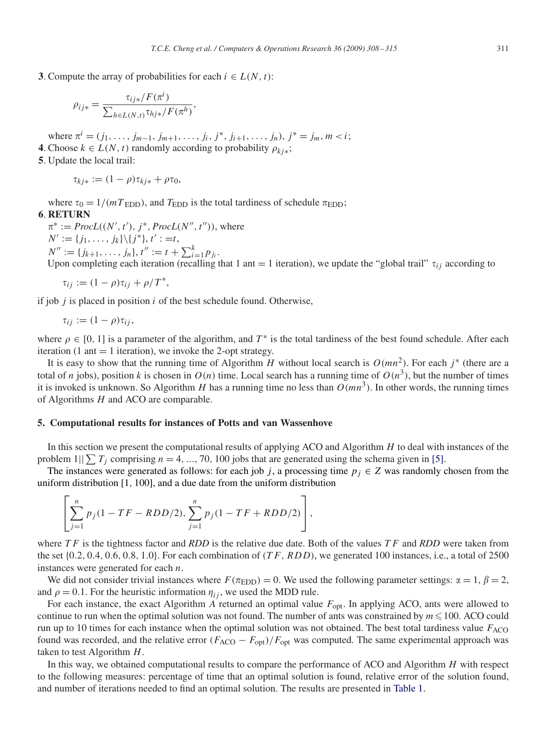**3**. Compute the array of probabilities for each $i \in L(N, t)$:

$$\rho_{ij*} = \frac{\tau_{ij*}/F(\pi^i)}{\sum_{h \in L(N,t)} \tau_{hj*}/F(\pi^h)},$$

where $\pi^i = (j_1, \ldots, j_{m-1}, j_{m+1}, \ldots, j_i, j^*, j_{i+1}, \ldots, j_n)$, $j^* = j_m, m < i$;

**4**. Choose $k \in L(N, t)$ randomly according to probability $\rho_{kj*}$;

**5**. Update the local trail:

$$\tau_{kj*} := (1 - \rho)\tau_{kj*} + \rho\tau_0,$$

where $\tau_0 = 1/(mT_{\text{EDD}})$, and $T_{\text{EDD}}$ is the total tardiness of schedule $\pi_{\text{EDD}}$;

**6**. **RETURN**

$\pi^* := ProcL((N', t'), j^*, ProcL(N'', t''))$, where

$N' := \{j_1, \ldots, j_k\} \backslash \{j^*\}, t' := t,$

$N'' := \{j_{k+1}, \ldots, j_n\}, t'' := t + \sum_{i=1}^{k} p_{j_i}$.

Upon completing each iteration (recalling that 1 ant = 1 iteration), we update the "global trail" $\tau_{ij}$ according to

$$\tau_{ij} := (1 - \rho)\tau_{ij} + \rho/T^*,$$

if job $j$ is placed in position $i$ of the best schedule found. Otherwise,

$$\tau_{ij} := (1 - \rho)\tau_{ij},$$

where $\rho \in [0, 1]$ is a parameter of the algorithm, and $T^*$ is the total tardiness of the best found schedule. After each iteration (1 ant = 1 iteration), we invoke the 2-opt strategy.

It is easy to show that the running time of Algorithm $H$ without local search is $O(mn^2)$. For each $j^*$ (there are a total of $n$ jobs), position $k$ is chosen in $O(n)$ time. Local search has a running time of $O(n^3)$, but the number of times it is invoked is unknown. So Algorithm $H$ has a running time no less than $O(mn^3)$. In other words, the running times of Algorithms $H$ and ACO are comparable.

## 5. Computational results for instances of Potts and van Wassenhove

In this section we present the computational results of applying ACO and Algorithm $H$ to deal with instances of the problem $1||\sum T_j$ comprising $n = 4, \ldots, 70, 100$ jobs that are generated using the schema given in [5].

The instances were generated as follows: for each job $j$, a processing time $p_j \in Z$ was randomly chosen from the uniform distribution [1, 100], and a due date from the uniform distribution

$$\left[\sum_{j=1}^{n} p_j(1 - TF - RDD/2), \sum_{j=1}^{n} p_j(1 - TF + RDD/2)\right],$$

where $TF$ is the tightness factor and $RDD$ is the relative due date. Both of the values $TF$ and $RDD$ were taken from the set {0.2, 0.4, 0.6, 0.8, 1.0}. For each combination of $(TF, RDD)$, we generated 100 instances, i.e., a total of 2500 instances were generated for each $n$.

We did not consider trivial instances where $F(\pi_{\text{EDD}}) = 0$. We used the following parameter settings: $\alpha = 1$, $\beta = 2$, and $\rho = 0.1$. For the heuristic information $\eta_{ij}$, we used the MDD rule.

For each instance, the exact Algorithm $A$ returned an optimal value $F_{\text{opt}}$. In applying ACO, ants were allowed to continue to run when the optimal solution was not found. The number of ants was constrained by $m \leqslant 100$. ACO could run up to 10 times for each instance when the optimal solution was not obtained. The best total tardiness value $F_{\text{ACO}}$ found was recorded, and the relative error $(F_{\text{ACO}} - F_{\text{opt}})/F_{\text{opt}}$ was computed. The same experimental approach was taken to test Algorithm $H$.

In this way, we obtained computational results to compare the performance of ACO and Algorithm $H$ with respect to the following measures: percentage of time that an optimal solution is found, relative error of the solution found, and number of iterations needed to find an optimal solution. The results are presented in Table 1.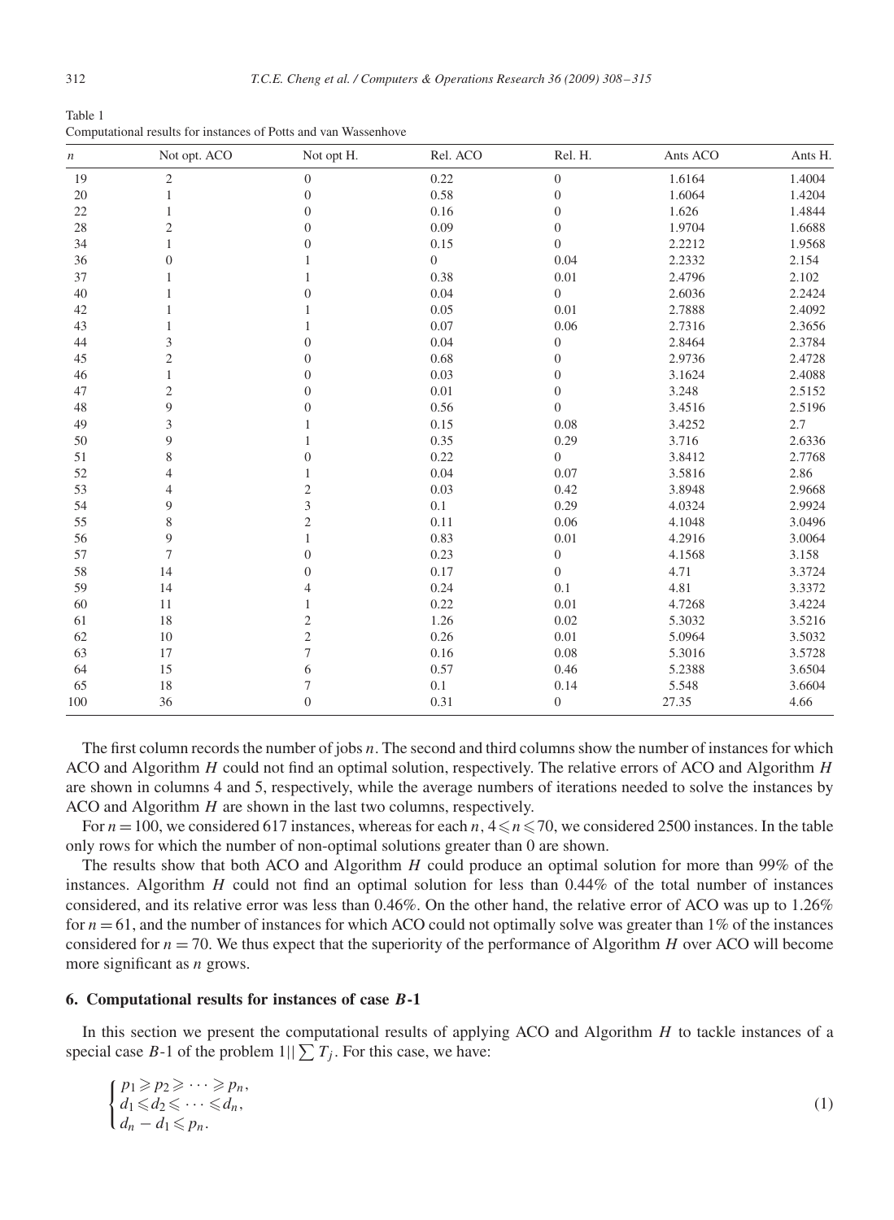Table 1
Computational results for instances of Potts and van Wassenhove

| $n$ | Not opt. ACO | Not opt H. | Rel. ACO | Rel. H. | Ants ACO | Ants H. |
|---|---|---|---|---|---|---|
| 19 | 2 | 0 | 0.22 | 0 | 1.6164 | 1.4004 |
| 20 | 1 | 0 | 0.58 | 0 | 1.6064 | 1.4204 |
| 22 | 1 | 0 | 0.16 | 0 | 1.626 | 1.4844 |
| 28 | 2 | 0 | 0.09 | 0 | 1.9704 | 1.6688 |
| 34 | 1 | 0 | 0.15 | 0 | 2.2212 | 1.9568 |
| 36 | 0 | 1 | 0 | 0.04 | 2.2332 | 2.154 |
| 37 | 1 | 1 | 0.38 | 0.01 | 2.4796 | 2.102 |
| 40 | 1 | 0 | 0.04 | 0 | 2.6036 | 2.2424 |
| 42 | 1 | 1 | 0.05 | 0.01 | 2.7888 | 2.4092 |
| 43 | 1 | 1 | 0.07 | 0.06 | 2.7316 | 2.3656 |
| 44 | 3 | 0 | 0.04 | 0 | 2.8464 | 2.3784 |
| 45 | 2 | 0 | 0.68 | 0 | 2.9736 | 2.4728 |
| 46 | 1 | 0 | 0.03 | 0 | 3.1624 | 2.4088 |
| 47 | 2 | 0 | 0.01 | 0 | 3.248 | 2.5152 |
| 48 | 9 | 0 | 0.56 | 0 | 3.4516 | 2.5196 |
| 49 | 3 | 1 | 0.15 | 0.08 | 3.4252 | 2.7 |
| 50 | 9 | 1 | 0.35 | 0.29 | 3.716 | 2.6336 |
| 51 | 8 | 0 | 0.22 | 0 | 3.8412 | 2.7768 |
| 52 | 4 | 1 | 0.04 | 0.07 | 3.5816 | 2.86 |
| 53 | 4 | 2 | 0.03 | 0.42 | 3.8948 | 2.9668 |
| 54 | 9 | 3 | 0.1 | 0.29 | 4.0324 | 2.9924 |
| 55 | 8 | 2 | 0.11 | 0.06 | 4.1048 | 3.0496 |
| 56 | 9 | 1 | 0.83 | 0.01 | 4.2916 | 3.0064 |
| 57 | 7 | 0 | 0.23 | 0 | 4.1568 | 3.158 |
| 58 | 14 | 0 | 0.17 | 0 | 4.71 | 3.3724 |
| 59 | 14 | 4 | 0.24 | 0.1 | 4.81 | 3.3372 |
| 60 | 11 | 1 | 0.22 | 0.01 | 4.7268 | 3.4224 |
| 61 | 18 | 2 | 1.26 | 0.02 | 5.3032 | 3.5216 |
| 62 | 10 | 2 | 0.26 | 0.01 | 5.0964 | 3.5032 |
| 63 | 17 | 7 | 0.16 | 0.08 | 5.3016 | 3.5728 |
| 64 | 15 | 6 | 0.57 | 0.46 | 5.2388 | 3.6504 |
| 65 | 18 | 7 | 0.1 | 0.14 | 5.548 | 3.6604 |
| 100 | 36 | 0 | 0.31 | 0 | 27.35 | 4.66 |

The first column records the number of jobs $n$. The second and third columns show the number of instances for which ACO and Algorithm $H$ could not find an optimal solution, respectively. The relative errors of ACO and Algorithm $H$ are shown in columns 4 and 5, respectively, while the average numbers of iterations needed to solve the instances by ACO and Algorithm $H$ are shown in the last two columns, respectively.

For $n = 100$, we considered 617 instances, whereas for each $n$, $4 \leqslant n \leqslant 70$, we considered 2500 instances. In the table only rows for which the number of non-optimal solutions greater than 0 are shown.

The results show that both ACO and Algorithm $H$ could produce an optimal solution for more than 99% of the instances. Algorithm $H$ could not find an optimal solution for less than 0.44% of the total number of instances considered, and its relative error was less than 0.46%. On the other hand, the relative error of ACO was up to 1.26% for $n = 61$, and the number of instances for which ACO could not optimally solve was greater than 1% of the instances considered for $n = 70$. We thus expect that the superiority of the performance of Algorithm $H$ over ACO will become more significant as $n$ grows.

## 6. Computational results for instances of case *B*-1

In this section we present the computational results of applying ACO and Algorithm $H$ to tackle instances of a special case $B$-1 of the problem $1||\sum T_j$. For this case, we have:

$$\begin{cases} p_1 \geqslant p_2 \geqslant \cdots \geqslant p_n, \\ d_1 \leqslant d_2 \leqslant \cdots \leqslant d_n, \\ d_n - d_1 \leqslant p_n. \end{cases} \tag{1}$$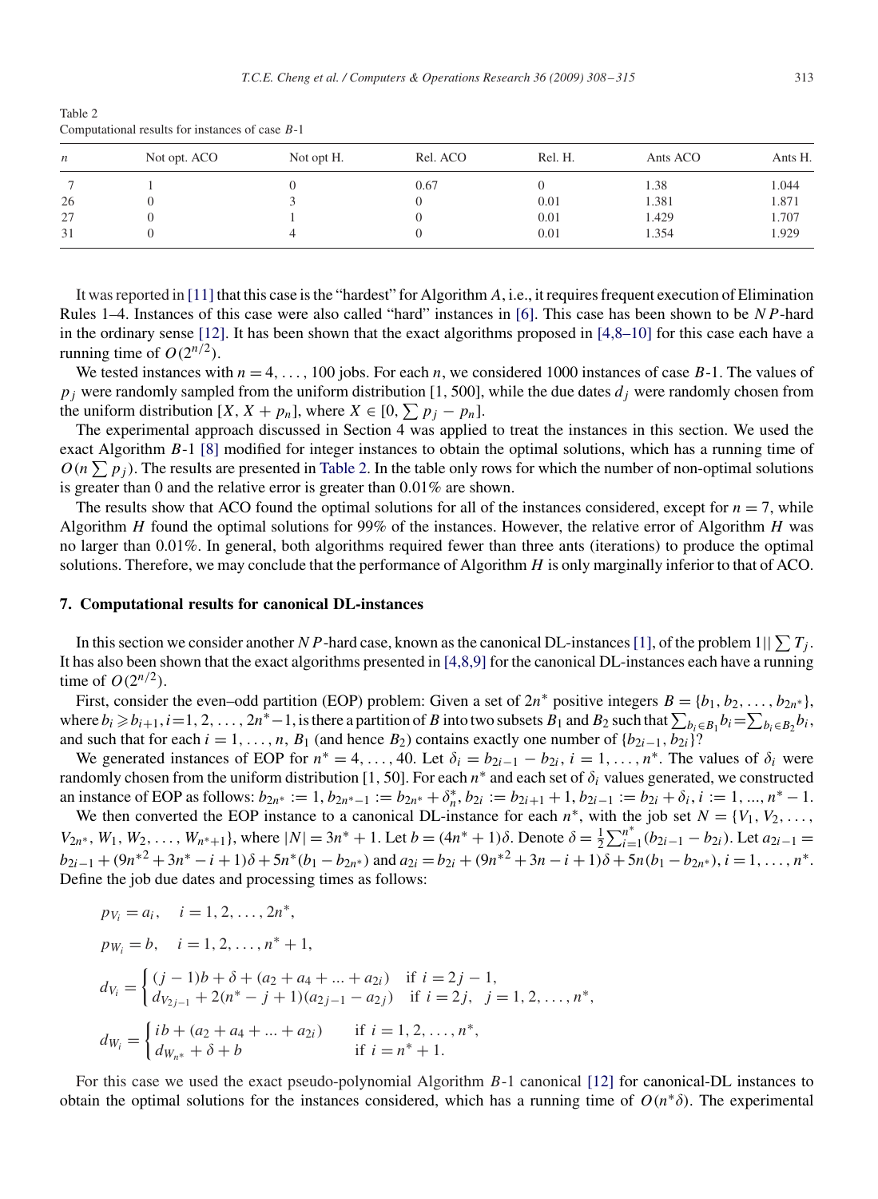Table 2
Computational results for instances of case *B*-1

| $n$ | Not opt. ACO | Not opt H. | Rel. ACO | Rel. H. | Ants ACO | Ants H. |
|---|---|---|---|---|---|---|
| 7 | 1 | 0 | 0.67 | 0 | 1.38 | 1.044 |
| 26 | 0 | 3 | 0 | 0.01 | 1.381 | 1.871 |
| 27 | 0 | 1 | 0 | 0.01 | 1.429 | 1.707 |
| 31 | 0 | 4 | 0 | 0.01 | 1.354 | 1.929 |

It was reported in [11] that this case is the "hardest" for Algorithm $A$, i.e., it requires frequent execution of Elimination Rules 1–4. Instances of this case were also called "hard" instances in [6]. This case has been shown to be $NP$-hard in the ordinary sense [12]. It has been shown that the exact algorithms proposed in [4,8–10] for this case each have a running time of $O(2^{n/2})$.

We tested instances with $n = 4, \ldots, 100$ jobs. For each $n$, we considered 1000 instances of case $B$-1. The values of $p_j$ were randomly sampled from the uniform distribution [1, 500], while the due dates $d_j$ were randomly chosen from the uniform distribution $[X, X + p_n]$, where $X \in [0, \sum p_j - p_n]$.

The experimental approach discussed in Section 4 was applied to treat the instances in this section. We used the exact Algorithm $B$-1 [8] modified for integer instances to obtain the optimal solutions, which has a running time of $O(n \sum p_j)$. The results are presented in Table 2. In the table only rows for which the number of non-optimal solutions is greater than 0 and the relative error is greater than 0.01% are shown.

The results show that ACO found the optimal solutions for all of the instances considered, except for $n = 7$, while Algorithm $H$ found the optimal solutions for 99% of the instances. However, the relative error of Algorithm $H$ was no larger than 0.01%. In general, both algorithms required fewer than three ants (iterations) to produce the optimal solutions. Therefore, we may conclude that the performance of Algorithm $H$ is only marginally inferior to that of ACO.

## 7. Computational results for canonical DL-instances

In this section we consider another $NP$-hard case, known as the canonical DL-instances [1], of the problem $1||\sum T_j$. It has also been shown that the exact algorithms presented in [4,8,9] for the canonical DL-instances each have a running time of $O(2^{n/2})$.

First, consider the even–odd partition (EOP) problem: Given a set of $2n^*$ positive integers $B = \{b_1, b_2, \ldots, b_{2n^*}\}$, where $b_i \geqslant b_{i+1}, i = 1, 2, \ldots, 2n^* - 1$, is there a partition of $B$ into two subsets $B_1$ and $B_2$ such that $\sum_{b_i \in B_1} b_i = \sum_{b_i \in B_2} b_i$, and such that for each $i = 1, \ldots, n$, $B_1$ (and hence $B_2$) contains exactly one number of $\{b_{2i-1}, b_{2i}\}$?

We generated instances of EOP for $n^* = 4, \ldots, 40$. Let $\delta_i = b_{2i-1} - b_{2i}$, $i = 1, \ldots, n^*$. The values of $\delta_i$ were randomly chosen from the uniform distribution [1, 50]. For each $n^*$ and each set of $\delta_i$ values generated, we constructed an instance of EOP as follows: $b_{2n^*} := 1, b_{2n^*-1} := b_{2n^*} + \delta_n^*, b_{2i} := b_{2i+1} + 1, b_{2i-1} := b_{2i} + \delta_i, i := 1, ..., n^* - 1$.

We then converted the EOP instance to a canonical DL-instance for each $n^*$, with the job set $N = \{V_1, V_2, \ldots, V_{2n^*}, W_1, W_2, \ldots, W_{n^*+1}\}$, where $|N| = 3n^* + 1$. Let $b = (4n^* + 1)\delta$. Denote $\delta = \frac{1}{2}\sum_{i=1}^{n^*}(b_{2i-1} - b_{2i})$. Let $a_{2i-1} = b_{2i-1} + (9n^{*2} + 3n^* - i + 1)\delta + 5n^*(b_1 - b_{2n^*})$ and $a_{2i} = b_{2i} + (9n^{*2} + 3n - i + 1)\delta + 5n(b_1 - b_{2n^*})$, $i = 1, \ldots, n^*$. Define the job due dates and processing times as follows:

$$p_{V_i} = a_i, \quad i = 1, 2, \ldots, 2n^*,$$

$$p_{W_i} = b, \quad i = 1, 2, \ldots, n^* + 1,$$

$$d_{V_i} = \begin{cases} (j-1)b + \delta + (a_2 + a_4 + \ldots + a_{2i}) & \text{if } i = 2j - 1, \\ d_{V_{2j-1}} + 2(n^* - j + 1)(a_{2j-1} - a_{2j}) & \text{if } i = 2j, \quad j = 1, 2, \ldots, n^*, \end{cases}$$

$$d_{W_i} = \begin{cases} ib + (a_2 + a_4 + \ldots + a_{2i}) & \text{if } i = 1, 2, \ldots, n^*, \\ d_{W_{n^*}} + \delta + b & \text{if } i = n^* + 1. \end{cases}$$

For this case we used the exact pseudo-polynomial Algorithm $B$-1 canonical [12] for canonical-DL instances to obtain the optimal solutions for the instances considered, which has a running time of $O(n^*\delta)$. The experimental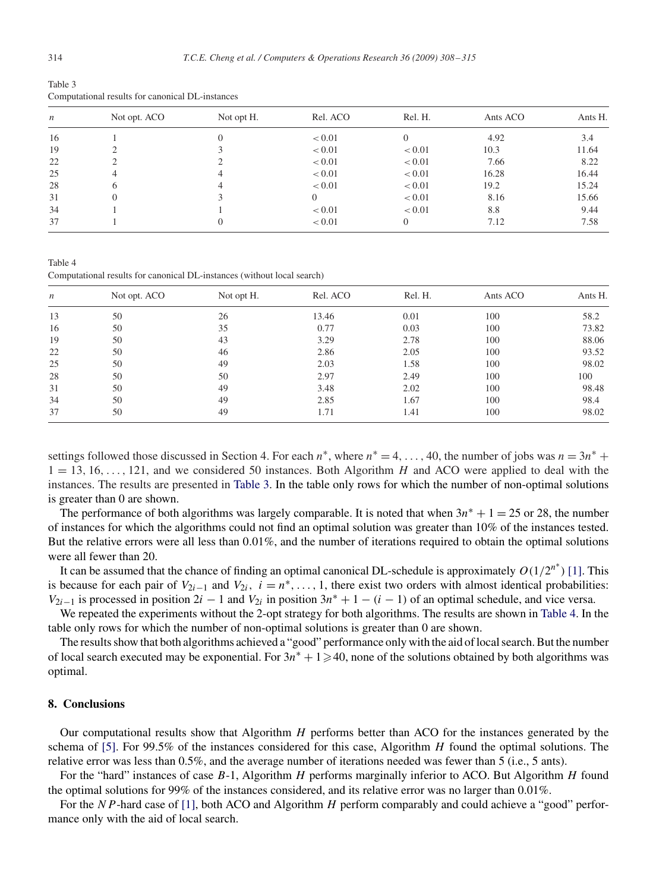Table 3
Computational results for canonical DL-instances

| $n$ | Not opt. ACO | Not opt H. | Rel. ACO | Rel. H. | Ants ACO | Ants H. |
|---|---|---|---|---|---|---|
| 16 | 1 | 0 | $<0.01$ | 0 | 4.92 | 3.4 |
| 19 | 2 | 3 | $<0.01$ | $<0.01$ | 10.3 | 11.64 |
| 22 | 2 | 2 | $<0.01$ | $<0.01$ | 7.66 | 8.22 |
| 25 | 4 | 4 | $<0.01$ | $<0.01$ | 16.28 | 16.44 |
| 28 | 6 | 4 | $<0.01$ | $<0.01$ | 19.2 | 15.24 |
| 31 | 0 | 3 | 0 | $<0.01$ | 8.16 | 15.66 |
| 34 | 1 | 1 | $<0.01$ | $<0.01$ | 8.8 | 9.44 |
| 37 | 1 | 0 | $<0.01$ | 0 | 7.12 | 7.58 |

Table 4
Computational results for canonical DL-instances (without local search)

| $n$ | Not opt. ACO | Not opt H. | Rel. ACO | Rel. H. | Ants ACO | Ants H. |
|---|---|---|---|---|---|---|
| 13 | 50 | 26 | 13.46 | 0.01 | 100 | 58.2 |
| 16 | 50 | 35 | 0.77 | 0.03 | 100 | 73.82 |
| 19 | 50 | 43 | 3.29 | 2.78 | 100 | 88.06 |
| 22 | 50 | 46 | 2.86 | 2.05 | 100 | 93.52 |
| 25 | 50 | 49 | 2.03 | 1.58 | 100 | 98.02 |
| 28 | 50 | 50 | 2.97 | 2.49 | 100 | 100 |
| 31 | 50 | 49 | 3.48 | 2.02 | 100 | 98.48 |
| 34 | 50 | 49 | 2.85 | 1.67 | 100 | 98.4 |
| 37 | 50 | 49 | 1.71 | 1.41 | 100 | 98.02 |

settings followed those discussed in Section 4. For each $n^*$, where $n^* = 4, \ldots, 40$, the number of jobs was $n = 3n^* + 1 = 13, 16, \ldots, 121$, and we considered 50 instances. Both Algorithm $H$ and ACO were applied to deal with the instances. The results are presented in Table 3. In the table only rows for which the number of non-optimal solutions is greater than 0 are shown.

The performance of both algorithms was largely comparable. It is noted that when $3n^* + 1 = 25$ or 28, the number of instances for which the algorithms could not find an optimal solution was greater than 10% of the instances tested. But the relative errors were all less than 0.01%, and the number of iterations required to obtain the optimal solutions were all fewer than 20.

It can be assumed that the chance of finding an optimal canonical DL-schedule is approximately $O(1/2^{n^*})$ [1]. This is because for each pair of $V_{2i-1}$ and $V_{2i}$, $i = n^*, \ldots, 1$, there exist two orders with almost identical probabilities: $V_{2i-1}$ is processed in position $2i - 1$ and $V_{2i}$ in position $3n^* + 1 - (i - 1)$ of an optimal schedule, and vice versa.

We repeated the experiments without the 2-opt strategy for both algorithms. The results are shown in Table 4. In the table only rows for which the number of non-optimal solutions is greater than 0 are shown.

The results show that both algorithms achieved a "good" performance only with the aid of local search. But the number of local search executed may be exponential. For $3n^* + 1 \geqslant 40$, none of the solutions obtained by both algorithms was optimal.

## 8. Conclusions

Our computational results show that Algorithm $H$ performs better than ACO for the instances generated by the schema of [5]. For 99.5% of the instances considered for this case, Algorithm $H$ found the optimal solutions. The relative error was less than 0.5%, and the average number of iterations needed was fewer than 5 (i.e., 5 ants).

For the "hard" instances of case $B$-1, Algorithm $H$ performs marginally inferior to ACO. But Algorithm $H$ found the optimal solutions for 99% of the instances considered, and its relative error was no larger than 0.01%.

For the $NP$-hard case of [1], both ACO and Algorithm $H$ perform comparably and could achieve a "good" performance only with the aid of local search.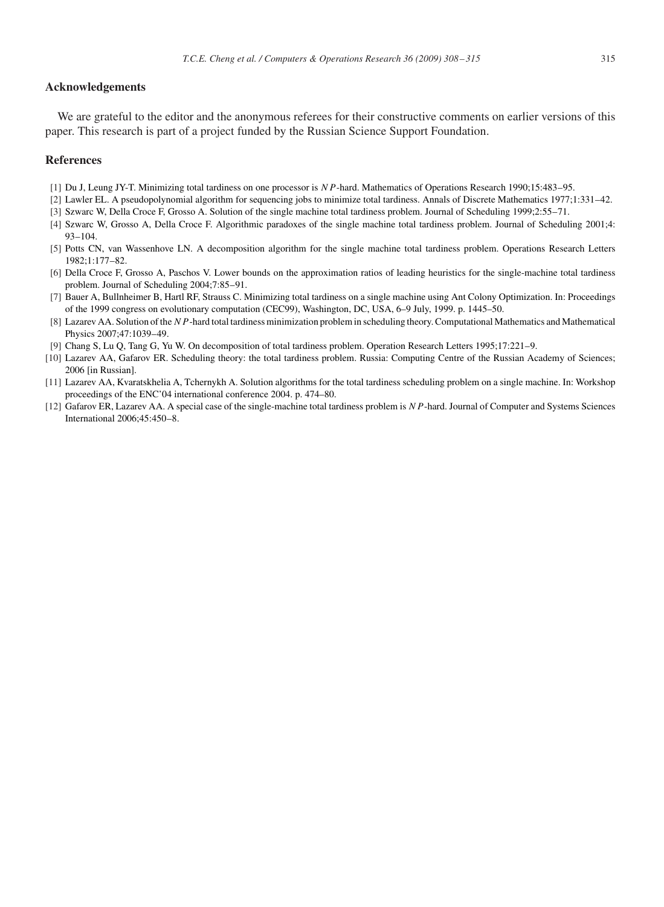## Acknowledgements

We are grateful to the editor and the anonymous referees for their constructive comments on earlier versions of this paper. This research is part of a project funded by the Russian Science Support Foundation.

## References

[1] Du J, Leung JY-T. Minimizing total tardiness on one processor is *NP*-hard. Mathematics of Operations Research 1990;15:483–95.

[2] Lawler EL. A pseudopolynomial algorithm for sequencing jobs to minimize total tardiness. Annals of Discrete Mathematics 1977;1:331–42.

[3] Szwarc W, Della Croce F, Grosso A. Solution of the single machine total tardiness problem. Journal of Scheduling 1999;2:55–71.

[4] Szwarc W, Grosso A, Della Croce F. Algorithmic paradoxes of the single machine total tardiness problem. Journal of Scheduling 2001;4: 93–104.

[5] Potts CN, van Wassenhove LN. A decomposition algorithm for the single machine total tardiness problem. Operations Research Letters 1982;1:177–82.

[6] Della Croce F, Grosso A, Paschos V. Lower bounds on the approximation ratios of leading heuristics for the single-machine total tardiness problem. Journal of Scheduling 2004;7:85–91.

[7] Bauer A, Bullnheimer B, Hartl RF, Strauss C. Minimizing total tardiness on a single machine using Ant Colony Optimization. In: Proceedings of the 1999 congress on evolutionary computation (CEC99), Washington, DC, USA, 6–9 July, 1999. p. 1445–50.

[8] Lazarev AA. Solution of the *NP*-hard total tardiness minimization problem in scheduling theory. Computational Mathematics and Mathematical Physics 2007;47:1039–49.

[9] Chang S, Lu Q, Tang G, Yu W. On decomposition of total tardiness problem. Operation Research Letters 1995;17:221–9.

[10] Lazarev AA, Gafarov ER. Scheduling theory: the total tardiness problem. Russia: Computing Centre of the Russian Academy of Sciences; 2006 [in Russian].

[11] Lazarev AA, Kvaratskhelia A, Tchernykh A. Solution algorithms for the total tardiness scheduling problem on a single machine. In: Workshop proceedings of the ENC'04 international conference 2004. p. 474–80.

[12] Gafarov ER, Lazarev AA. A special case of the single-machine total tardiness problem is *NP*-hard. Journal of Computer and Systems Sciences International 2006;45:450–8.